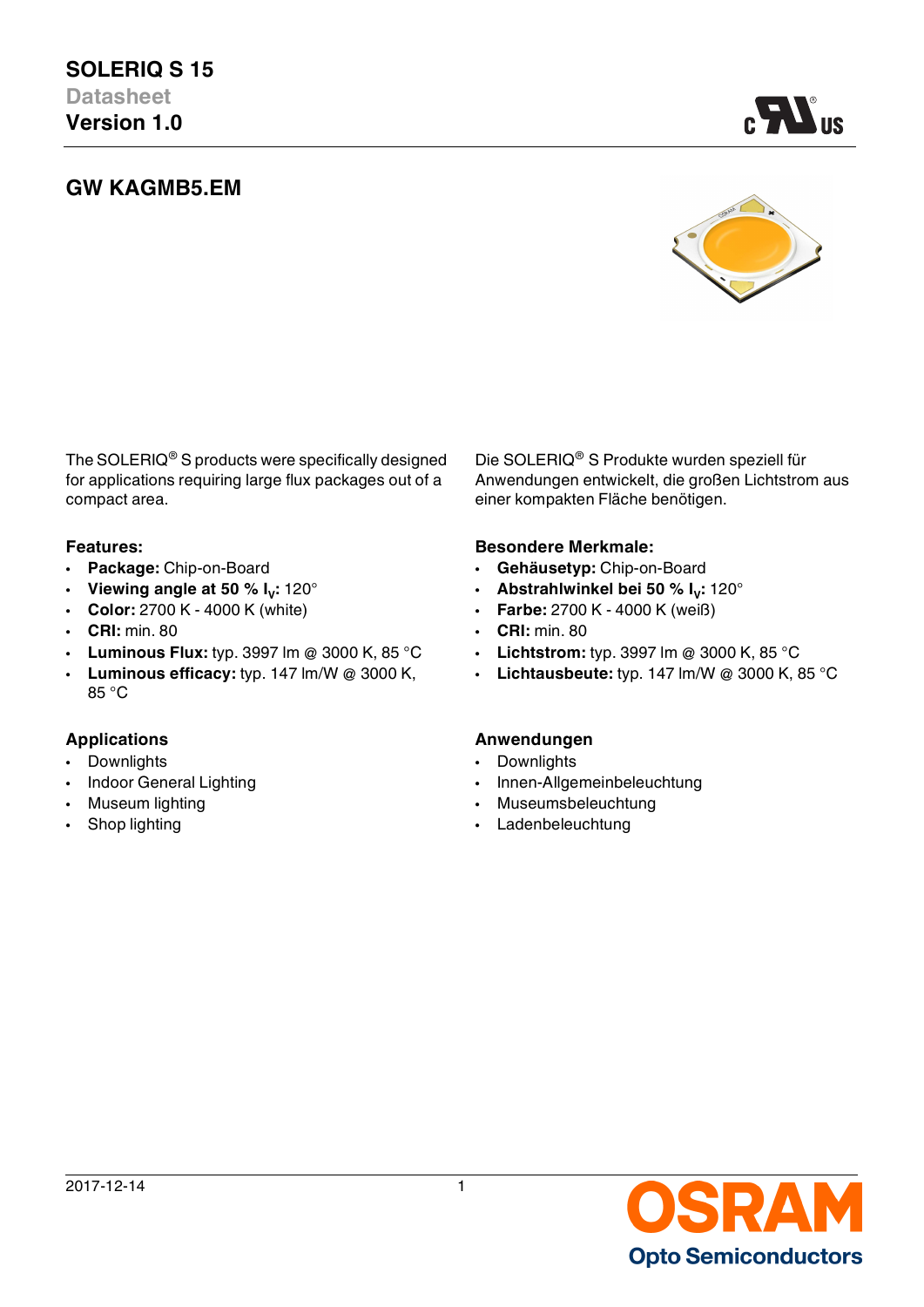# SOLERIQ S 15

Datasheet

**Version 1.0**

## GW KAGMB5.EM

The SOLERIQ® S products were specifically designed for applications requiring large flux packages out of a compact area.

### Features:

- **Package:** Chip-on-Board
- **Viewing angle at 50 % $I_V$:** 120°
- **Color:** 2700 K - 4000 K (white)
- **CRI:** min. 80
- **Luminous Flux:** typ. 3997 lm @ 3000 K, 85 °C
- **Luminous efficacy:** typ. 147 lm/W @ 3000 K, 85 °C

### Applications

- Downlights
- Indoor General Lighting
- Museum lighting
- Shop lighting

Die SOLERIQ® S Produkte wurden speziell für Anwendungen entwickelt, die großen Lichtstrom aus einer kompakten Fläche benötigen.

### Besondere Merkmale:

- **Gehäusetyp:** Chip-on-Board
- **Abstrahlwinkel bei 50 % $I_V$:** 120°
- **Farbe:** 2700 K - 4000 K (weiß)
- **CRI:** min. 80
- **Lichtstrom:** typ. 3997 lm @ 3000 K, 85 °C
- **Lichtausbeute:** typ. 147 lm/W @ 3000 K, 85 °C

### Anwendungen

- Downlights
- Innen-Allgemeinbeleuchtung
- Museumsbeleuchtung
- Ladenbeleuchtung

2017-12-14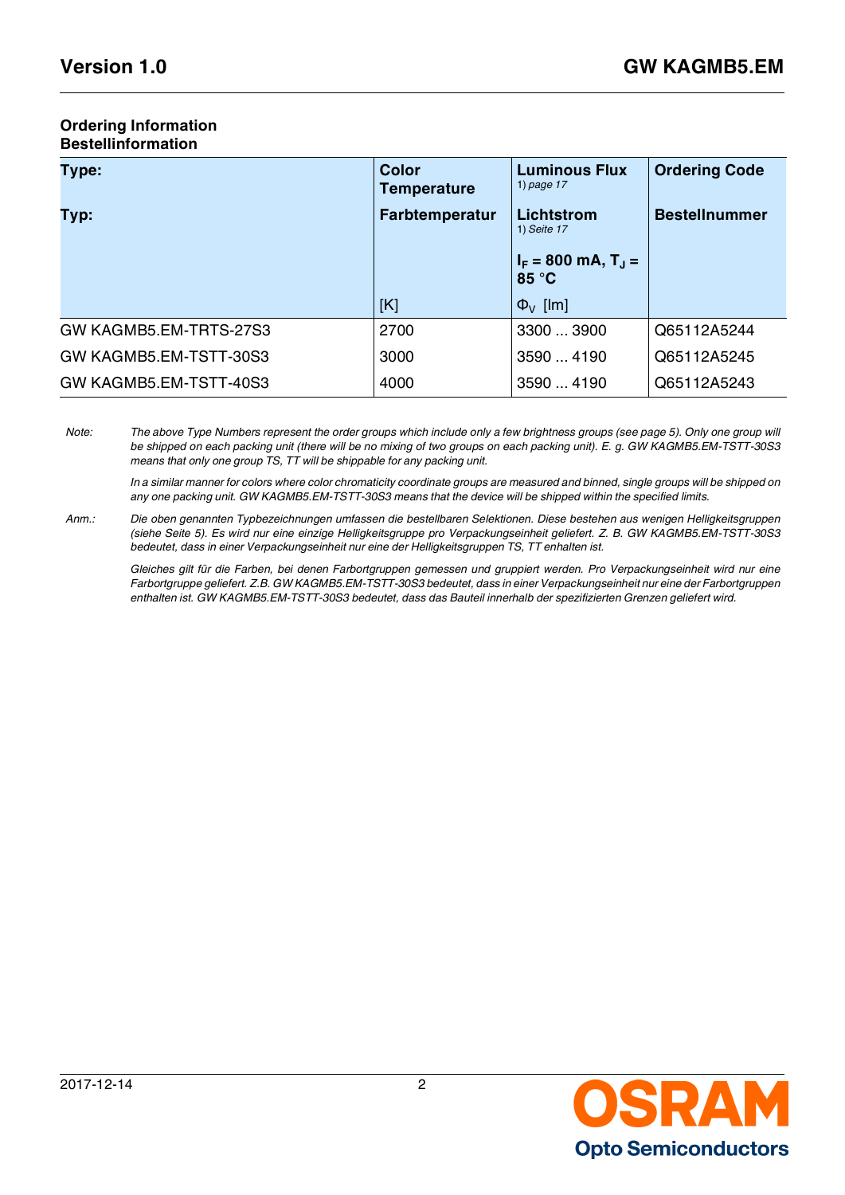## Ordering Information
## Bestellinformation

| Type:<br><br>Typ: | Color Temperature<br><br>Farbtemperatur<br><br>[K] | Luminous Flux 1) page 17<br><br>Lichtstrom 1) Seite 17<br><br>$I_F$ = 800 mA, $T_J$ = 85 °C<br><br>$\Phi_V$ [lm] | Ordering Code<br><br>Bestellnummer |
|---|---|---|---|
| GW KAGMB5.EM-TRTS-27S3 | 2700 | 3300 ... 3900 | Q65112A5244 |
| GW KAGMB5.EM-TSTT-30S3 | 3000 | 3590 ... 4190 | Q65112A5245 |
| GW KAGMB5.EM-TSTT-40S3 | 4000 | 3590 ... 4190 | Q65112A5243 |

*Note:* *The above Type Numbers represent the order groups which include only a few brightness groups (see page 5). Only one group will be shipped on each packing unit (there will be no mixing of two groups on each packing unit). E. g. GW KAGMB5.EM-TSTT-30S3 means that only one group TS, TT will be shippable for any packing unit.*

*In a similar manner for colors where color chromaticity coordinate groups are measured and binned, single groups will be shipped on any one packing unit. GW KAGMB5.EM-TSTT-30S3 means that the device will be shipped within the specified limits.*

*Anm.:* *Die oben genannten Typbezeichnungen umfassen die bestellbaren Selektionen. Diese bestehen aus wenigen Helligkeitsgruppen (siehe Seite 5). Es wird nur eine einzige Helligkeitsgruppe pro Verpackungseinheit geliefert. Z. B. GW KAGMB5.EM-TSTT-30S3 bedeutet, dass in einer Verpackungseinheit nur eine der Helligkeitsgruppen TS, TT enhalten ist.*

*Gleiches gilt für die Farben, bei denen Farbortgruppen gemessen und gruppiert werden. Pro Verpackungseinheit wird nur eine Farbortgruppe geliefert. Z.B. GW KAGMB5.EM-TSTT-30S3 bedeutet, dass in einer Verpackungseinheit nur eine der Farbortgruppen enthalten ist. GW KAGMB5.EM-TSTT-30S3 bedeutet, dass das Bauteil innerhalb der spezifizierten Grenzen geliefert wird.*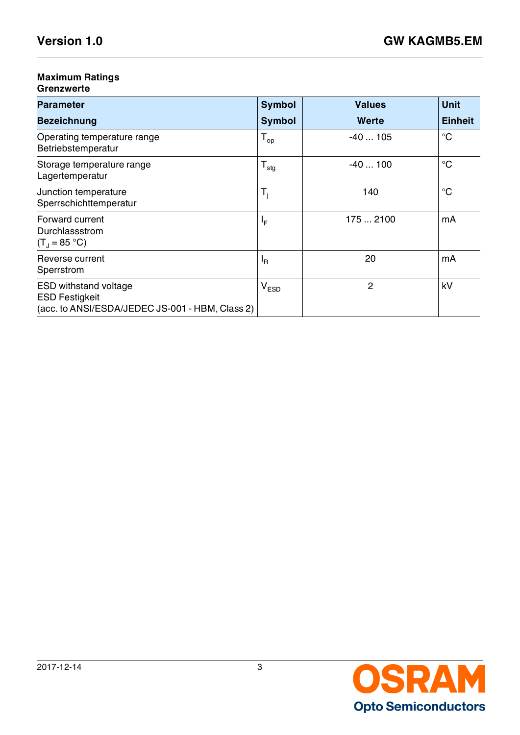## Maximum Ratings
## Grenzwerte

| Parameter<br>Bezeichnung | Symbol<br>Symbol | Values<br>Werte | Unit<br>Einheit |
|---|---|---|---|
| Operating temperature range<br>Betriebstemperatur | $T_{op}$ | -40 ... 105 | °C |
| Storage temperature range<br>Lagertemperatur | $T_{stg}$ | -40 ... 100 | °C |
| Junction temperature<br>Sperrschichttemperatur | $T_j$ | 140 | °C |
| Forward current<br>Durchlassstrom<br>($T_J$ = 85 °C) | $I_F$ | 175 ... 2100 | mA |
| Reverse current<br>Sperrstrom | $I_R$ | 20 | mA |
| ESD withstand voltage<br>ESD Festigkeit<br>(acc. to ANSI/ESDA/JEDEC JS-001 - HBM, Class 2) | $V_{ESD}$ | 2 | kV |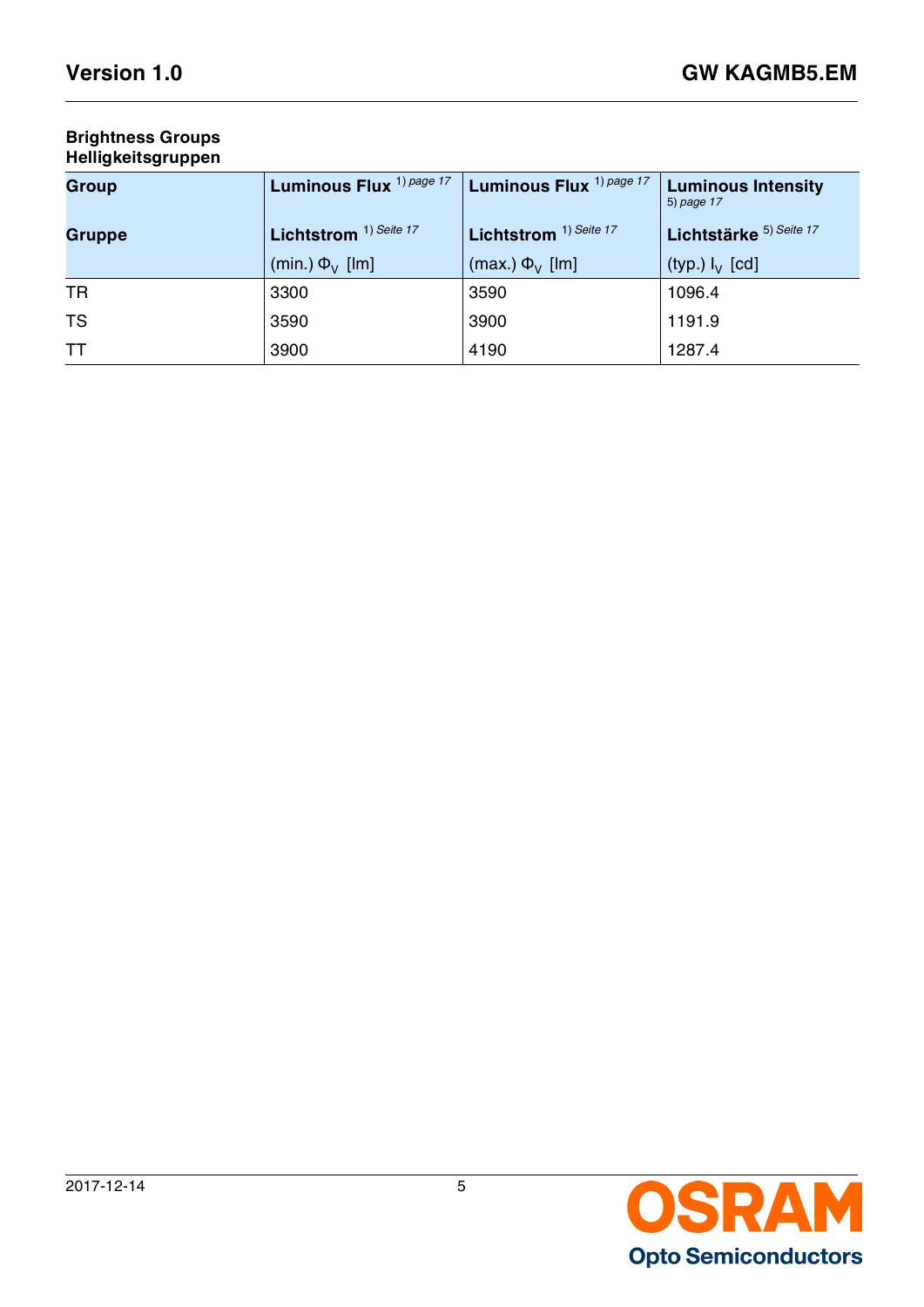**Brightness Groups**
**Helligkeitsgruppen**

| Group<br>Gruppe | Luminous Flux [1) page 17]<br>Lichtstrom [1) Seite 17]<br>(min.) $\Phi_V$ [lm] | Luminous Flux [1) page 17]<br>Lichtstrom [1) Seite 17]<br>(max.) $\Phi_V$ [lm] | Luminous Intensity [5) page 17]<br>Lichtstärke [5) Seite 17]<br>(typ.) $I_V$ [cd] |
|---|---|---|---|
| TR | 3300 | 3590 | 1096.4 |
| TS | 3590 | 3900 | 1191.9 |
| TT | 3900 | 4190 | 1287.4 |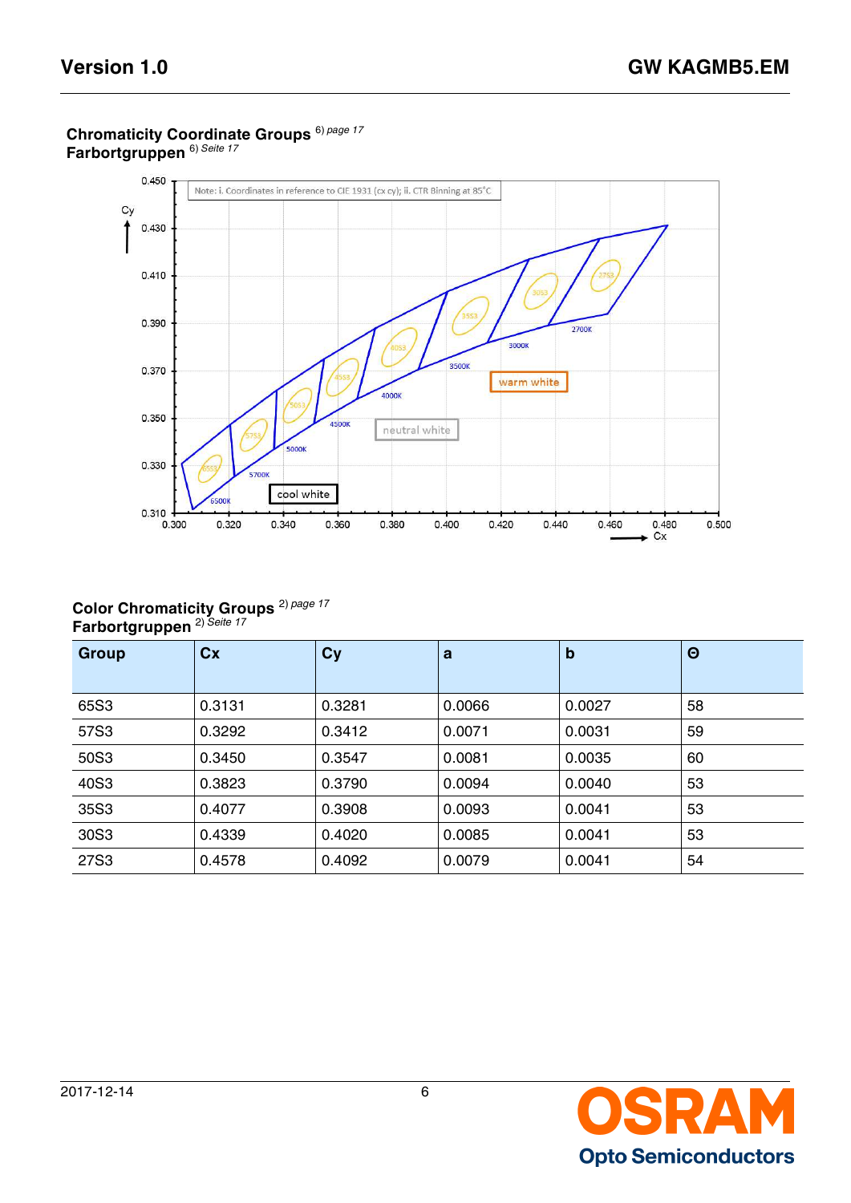**Chromaticity Coordinate Groups** [6)] *page 17*
**Farbortgruppen** [6)] *Seite 17*

Note: i. Coordinates in reference to CIE 1931 (cx cy); ii. CTR Binning at 85°C

**Color Chromaticity Groups** [2)] *page 17*
**Farbortgruppen** [2)] *Seite 17*

| Group | Cx | Cy | a | b | Θ |
|---|---|---|---|---|---|
| 65S3 | 0.3131 | 0.3281 | 0.0066 | 0.0027 | 58 |
| 57S3 | 0.3292 | 0.3412 | 0.0071 | 0.0031 | 59 |
| 50S3 | 0.3450 | 0.3547 | 0.0081 | 0.0035 | 60 |
| 40S3 | 0.3823 | 0.3790 | 0.0094 | 0.0040 | 53 |
| 35S3 | 0.4077 | 0.3908 | 0.0093 | 0.0041 | 53 |
| 30S3 | 0.4339 | 0.4020 | 0.0085 | 0.0041 | 53 |
| 27S3 | 0.4578 | 0.4092 | 0.0079 | 0.0041 | 54 |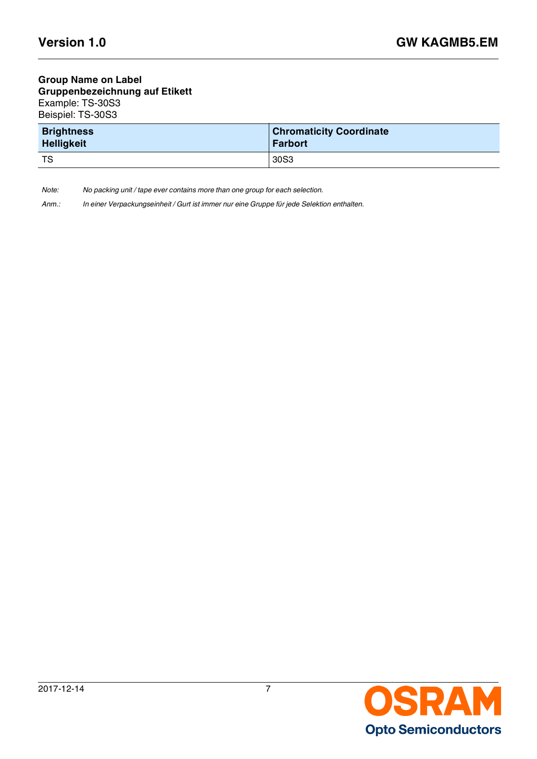**Group Name on Label**
**Gruppenbezeichnung auf Etikett**
Example: TS-30S3
Beispiel: TS-30S3

| Brightness<br>Helligkeit | Chromaticity Coordinate<br>Farbort |
|---|---|
| TS | 30S3 |

*Note:* *No packing unit / tape ever contains more than one group for each selection.*

*Anm.:* *In einer Verpackungseinheit / Gurt ist immer nur eine Gruppe für jede Selektion enthalten.*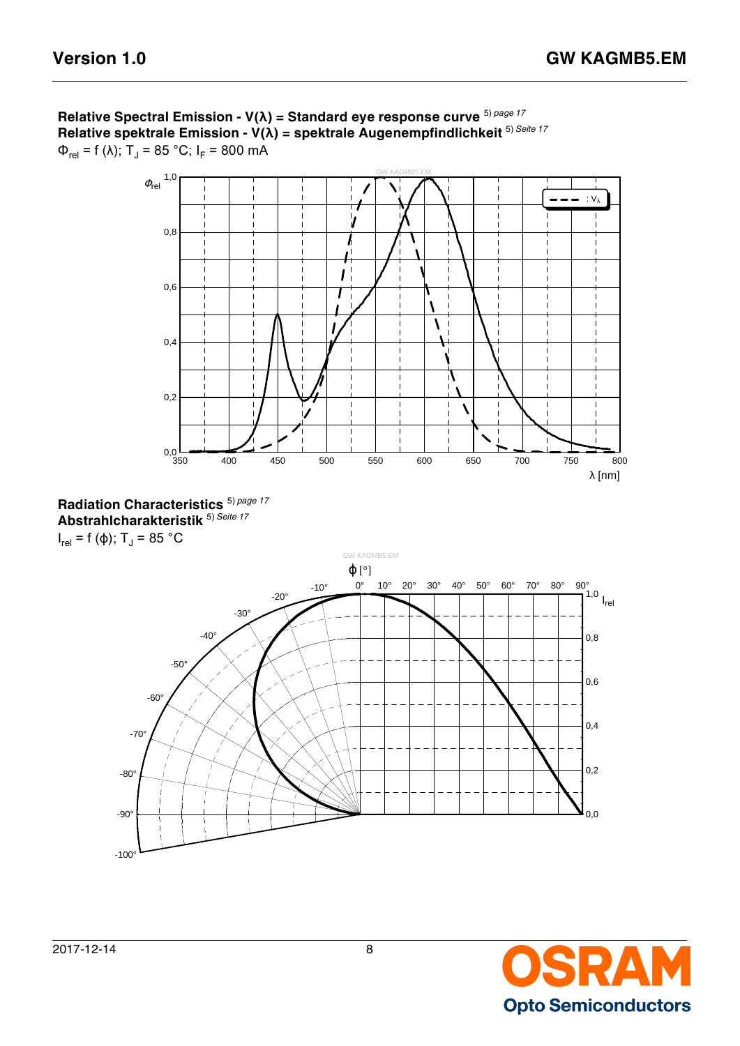**Relative Spectral Emission - V(λ) = Standard eye response curve** [5) *page 17*]
**Relative spektrale Emission - V(λ) = spektrale Augenempfindlichkeit** [5) *Seite 17*]
$\Phi_{rel} = f(\lambda)$; $T_J$ = 85 °C; $I_F$ = 800 mA

**Radiation Characteristics** [5) *page 17*]
**Abstrahlcharakteristik** [5) *Seite 17*]
$I_{rel} = f(\phi)$; $T_J$ = 85 °C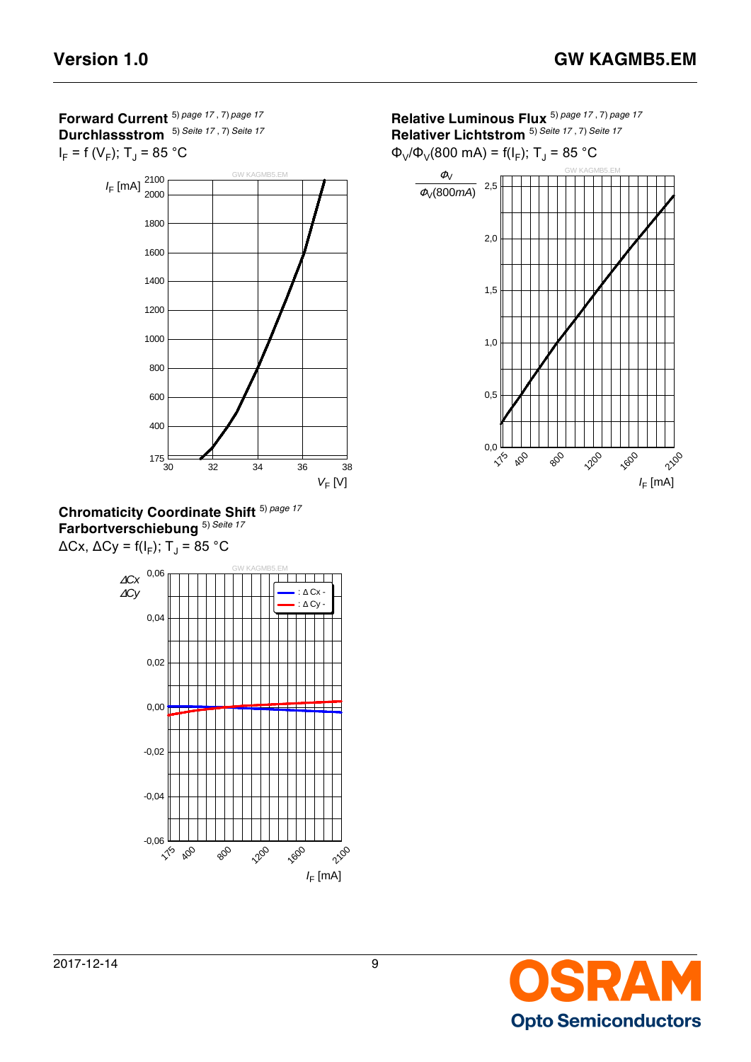**Forward Current** 5) page 17 , 7) page 17
**Durchlassstrom** 5) Seite 17 , 7) Seite 17

$I_F = f(V_F)$; $T_J = 85\ °C$

**Relative Luminous Flux** 5) page 17 , 7) page 17
**Relativer Lichtstrom** 5) Seite 17 , 7) Seite 17

$\Phi_V/\Phi_V(800\ mA) = f(I_F)$; $T_J = 85\ °C$

**Chromaticity Coordinate Shift** 5) page 17
**Farbortverschiebung** 5) Seite 17

$\Delta Cx$, $\Delta Cy = f(I_F)$; $T_J = 85\ °C$

2017-12-14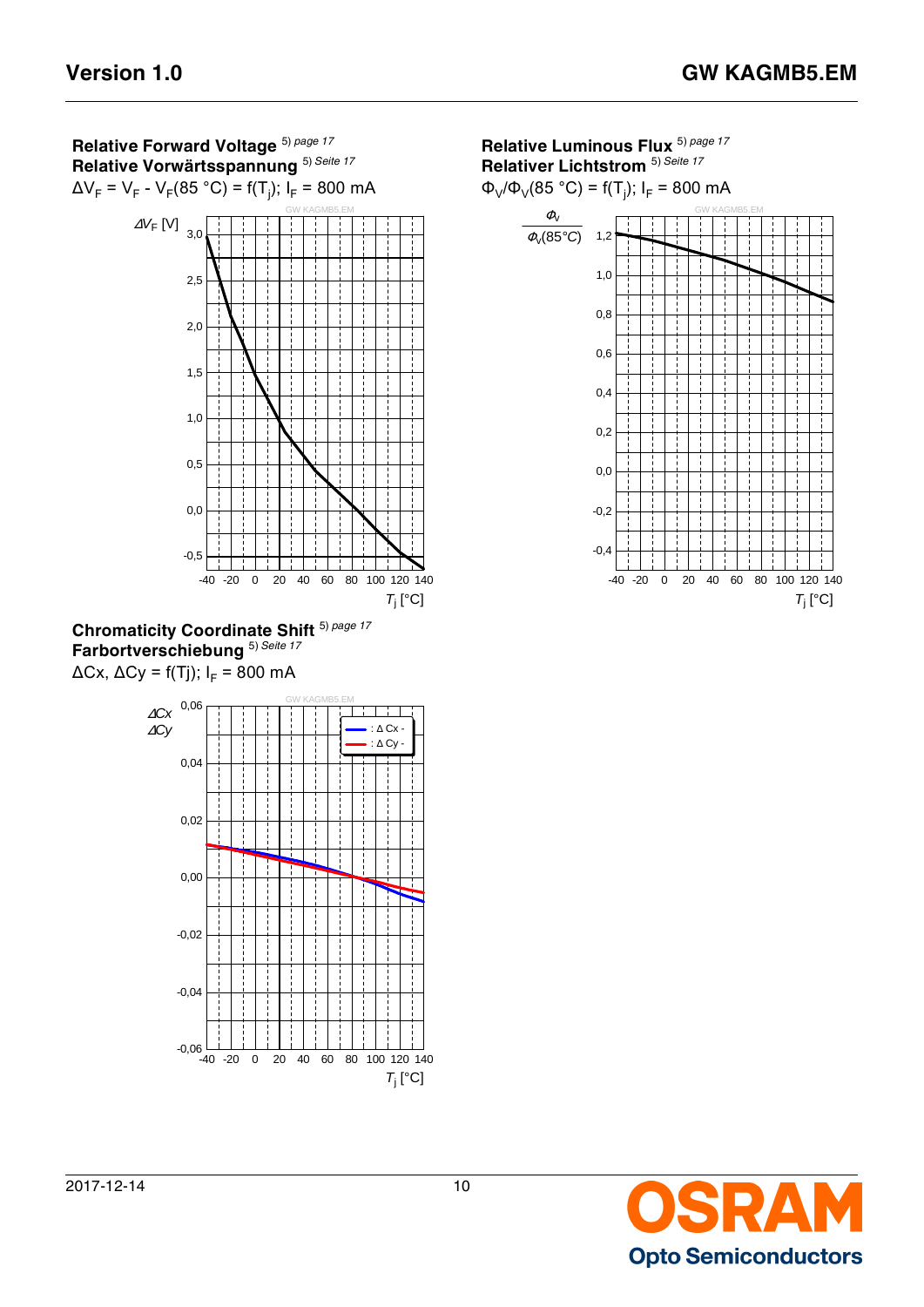## Relative Forward Voltage [5) page 17]
## Relative Vorwärtsspannung [5) Seite 17]

$\Delta V_F = V_F - V_F(85\ °C) = f(T_j);\ I_F = 800\ mA$

$\Delta V_F$ [V]

3,0
2,5
2,0
1,5
1,0
0,5
0,0
-0,5

-40 -20 0 20 40 60 80 100 120 140

$T_j$ [°C]

## Relative Luminous Flux [5) page 17]
## Relativer Lichtstrom [5) Seite 17]

$\Phi_V/\Phi_V(85\ °C) = f(T_j);\ I_F = 800\ mA$

$\frac{\Phi_V}{\Phi_V(85°C)}$

1,2
1,0
0,8
0,6
0,4
0,2
0,0
-0,2
-0,4

-40 -20 0 20 40 60 80 100 120 140

$T_j$ [°C]

## Chromaticity Coordinate Shift [5) page 17]
## Farbortverschiebung [5) Seite 17]

$\Delta Cx,\ \Delta Cy = f(Tj);\ I_F = 800\ mA$

$\Delta Cx$
$\Delta Cy$

: Δ Cx -
: Δ Cy -

0,06
0,04
0,02
0,00
-0,02
-0,04
-0,06

-40 -20 0 20 40 60 80 100 120 140

$T_j$ [°C]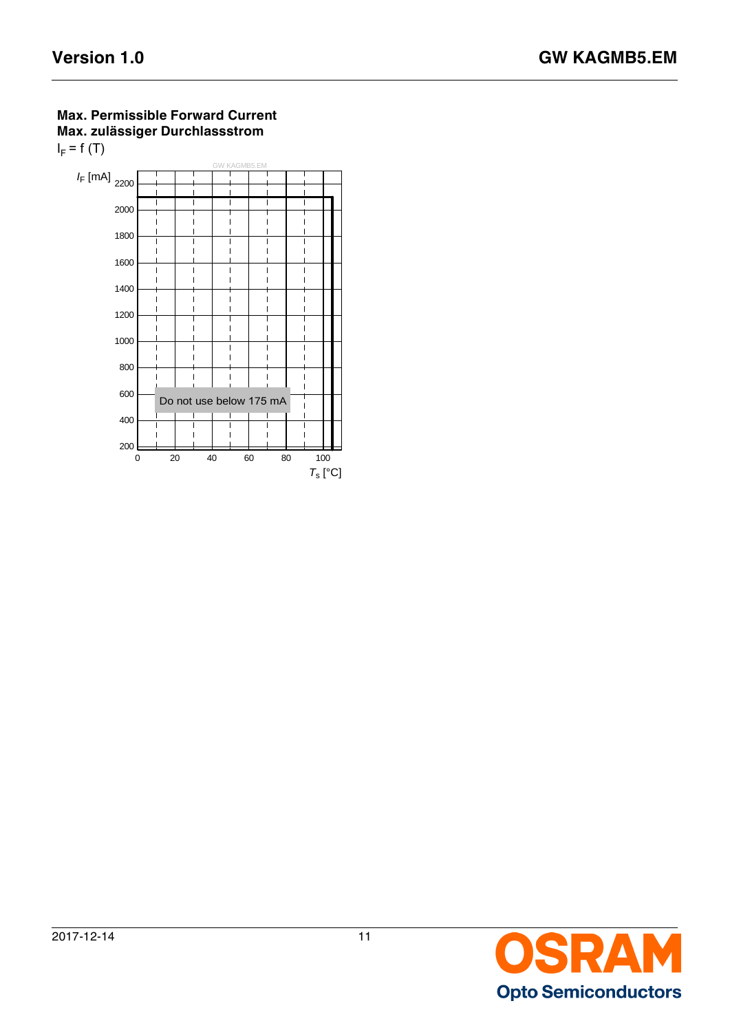**Max. Permissible Forward Current**
**Max. zulässiger Durchlassstrom**

$I_F = f(T)$

$I_F$ [mA]

GW KAGMB5.EM

Do not use below 175 mA

$T_s$ [°C]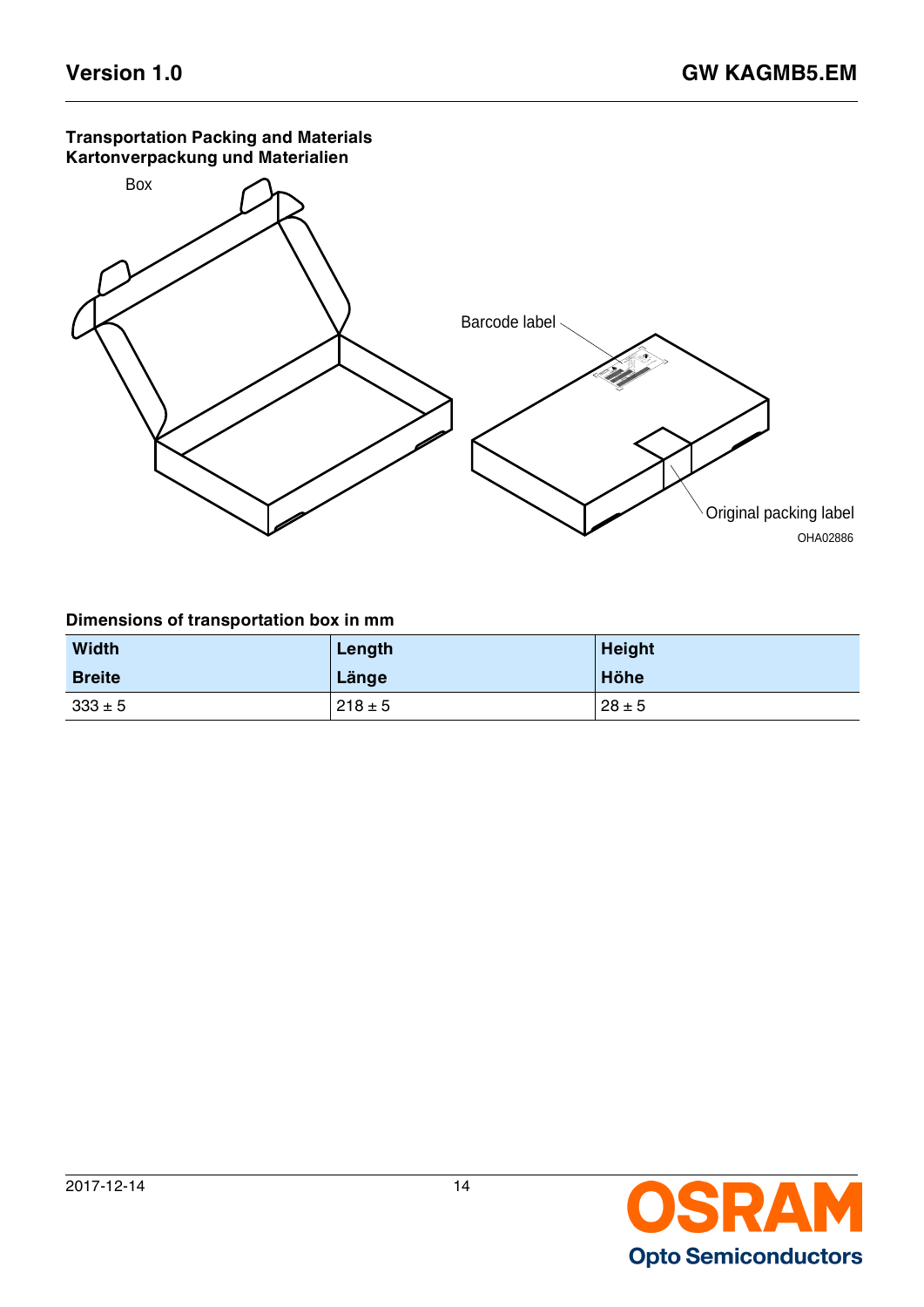### Transportation Packing and Materials
### Kartonverpackung und Materialien

Box

Barcode label

Original packing label

OHA02886

### Dimensions of transportation box in mm

| Width<br>Breite | Length<br>Länge | Height<br>Höhe |
|---|---|---|
| 333 ± 5 | 218 ± 5 | 28 ± 5 |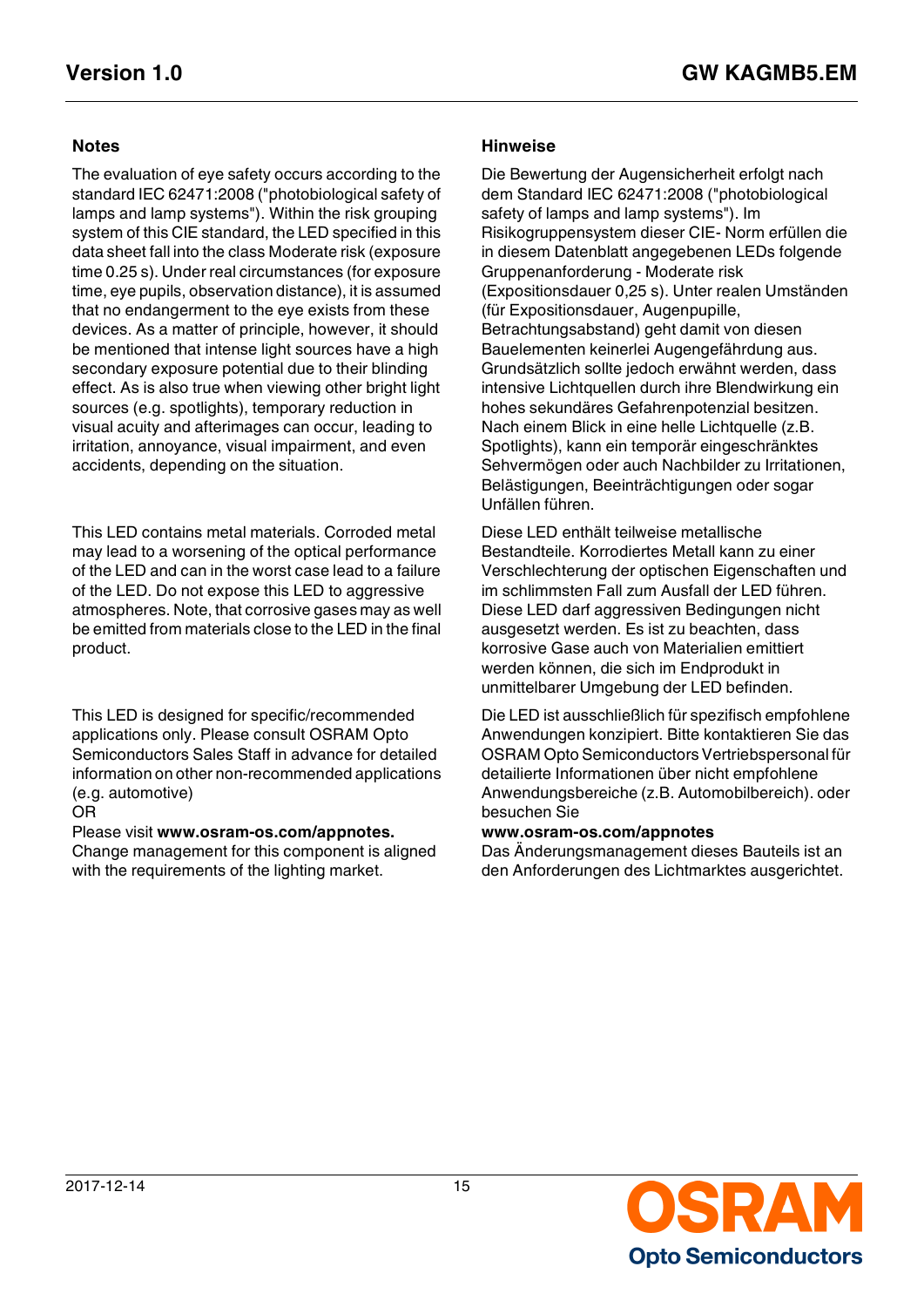## Notes

The evaluation of eye safety occurs according to the standard IEC 62471:2008 ("photobiological safety of lamps and lamp systems"). Within the risk grouping system of this CIE standard, the LED specified in this data sheet fall into the class Moderate risk (exposure time 0.25 s). Under real circumstances (for exposure time, eye pupils, observation distance), it is assumed that no endangerment to the eye exists from these devices. As a matter of principle, however, it should be mentioned that intense light sources have a high secondary exposure potential due to their blinding effect. As is also true when viewing other bright light sources (e.g. spotlights), temporary reduction in visual acuity and afterimages can occur, leading to irritation, annoyance, visual impairment, and even accidents, depending on the situation.

This LED contains metal materials. Corroded metal may lead to a worsening of the optical performance of the LED and can in the worst case lead to a failure of the LED. Do not expose this LED to aggressive atmospheres. Note, that corrosive gases may as well be emitted from materials close to the LED in the final product.

This LED is designed for specific/recommended applications only. Please consult OSRAM Opto Semiconductors Sales Staff in advance for detailed information on other non-recommended applications (e.g. automotive)
OR
Please visit **www.osram-os.com/appnotes.**
Change management for this component is aligned with the requirements of the lighting market.

## Hinweise

Die Bewertung der Augensicherheit erfolgt nach dem Standard IEC 62471:2008 ("photobiological safety of lamps and lamp systems"). Im Risikogruppensystem dieser CIE- Norm erfüllen die in diesem Datenblatt angegebenen LEDs folgende Gruppenanforderung - Moderate risk (Expositionsdauer 0,25 s). Unter realen Umständen (für Expositionsdauer, Augenpupille, Betrachtungsabstand) geht damit von diesen Bauelementen keinerlei Augengefährdung aus. Grundsätzlich sollte jedoch erwähnt werden, dass intensive Lichtquellen durch ihre Blendwirkung ein hohes sekundäres Gefahrenpotenzial besitzen. Nach einem Blick in eine helle Lichtquelle (z.B. Spotlights), kann ein temporär eingeschränktes Sehvermögen oder auch Nachbilder zu Irritationen, Belästigungen, Beeinträchtigungen oder sogar Unfällen führen.

Diese LED enthält teilweise metallische Bestandteile. Korrodiertes Metall kann zu einer Verschlechterung der optischen Eigenschaften und im schlimmsten Fall zum Ausfall der LED führen. Diese LED darf aggressiven Bedingungen nicht ausgesetzt werden. Es ist zu beachten, dass korrosive Gase auch von Materialien emittiert werden können, die sich im Endprodukt in unmittelbarer Umgebung der LED befinden.

Die LED ist ausschließlich für spezifisch empfohlene Anwendungen konzipiert. Bitte kontaktieren Sie das OSRAM Opto Semiconductors Vertriebspersonal für detailierte Informationen über nicht empfohlene Anwendungsbereiche (z.B. Automobilbereich). oder besuchen Sie
**www.osram-os.com/appnotes**
Das Änderungsmanagement dieses Bauteils ist an den Anforderungen des Lichtmarktes ausgerichtet.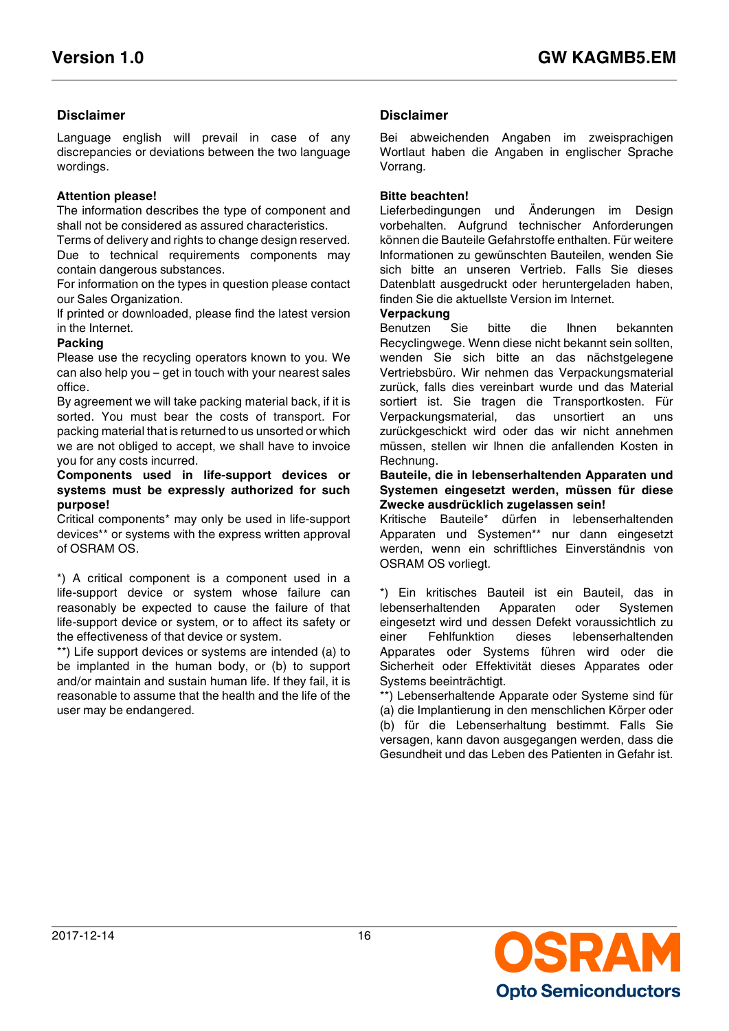## Disclaimer

Language english will prevail in case of any discrepancies or deviations between the two language wordings.

**Attention please!**

The information describes the type of component and shall not be considered as assured characteristics.

Terms of delivery and rights to change design reserved. Due to technical requirements components may contain dangerous substances.

For information on the types in question please contact our Sales Organization.

If printed or downloaded, please find the latest version in the Internet.

**Packing**

Please use the recycling operators known to you. We can also help you – get in touch with your nearest sales office.

By agreement we will take packing material back, if it is sorted. You must bear the costs of transport. For packing material that is returned to us unsorted or which we are not obliged to accept, we shall have to invoice you for any costs incurred.

**Components used in life-support devices or systems must be expressly authorized for such purpose!**

Critical components* may only be used in life-support devices** or systems with the express written approval of OSRAM OS.

*) A critical component is a component used in a life-support device or system whose failure can reasonably be expected to cause the failure of that life-support device or system, or to affect its safety or the effectiveness of that device or system.

**) Life support devices or systems are intended (a) to be implanted in the human body, or (b) to support and/or maintain and sustain human life. If they fail, it is reasonable to assume that the health and the life of the user may be endangered.

## Disclaimer

Bei abweichenden Angaben im zweisprachigen Wortlaut haben die Angaben in englischer Sprache Vorrang.

**Bitte beachten!**

Lieferbedingungen und Änderungen im Design vorbehalten. Aufgrund technischer Anforderungen können die Bauteile Gefahrstoffe enthalten. Für weitere Informationen zu gewünschten Bauteilen, wenden Sie sich bitte an unseren Vertrieb. Falls Sie dieses Datenblatt ausgedruckt oder heruntergeladen haben, finden Sie die aktuellste Version im Internet.

**Verpackung**

Benutzen Sie bitte die Ihnen bekannten Recyclingwege. Wenn diese nicht bekannt sein sollten, wenden Sie sich bitte an das nächstgelegene Vertriebsbüro. Wir nehmen das Verpackungsmaterial zurück, falls dies vereinbart wurde und das Material sortiert ist. Sie tragen die Transportkosten. Für Verpackungsmaterial, das unsortiert an uns zurückgeschickt wird oder das wir nicht annehmen müssen, stellen wir Ihnen die anfallenden Kosten in Rechnung.

**Bauteile, die in lebenserhaltenden Apparaten und Systemen eingesetzt werden, müssen für diese Zwecke ausdrücklich zugelassen sein!**

Kritische Bauteile* dürfen in lebenserhaltenden Apparaten und Systemen** nur dann eingesetzt werden, wenn ein schriftliches Einverständnis von OSRAM OS vorliegt.

*) Ein kritisches Bauteil ist ein Bauteil, das in lebenserhaltenden Apparaten oder Systemen eingesetzt wird und dessen Defekt voraussichtlich zu einer Fehlfunktion dieses lebenserhaltenden Apparates oder Systems führen wird oder die Sicherheit oder Effektivität dieses Apparates oder Systems beeinträchtigt.

**) Lebenserhaltende Apparate oder Systeme sind für (a) die Implantierung in den menschlichen Körper oder (b) für die Lebenserhaltung bestimmt. Falls Sie versagen, kann davon ausgegangen werden, dass die Gesundheit und das Leben des Patienten in Gefahr ist.